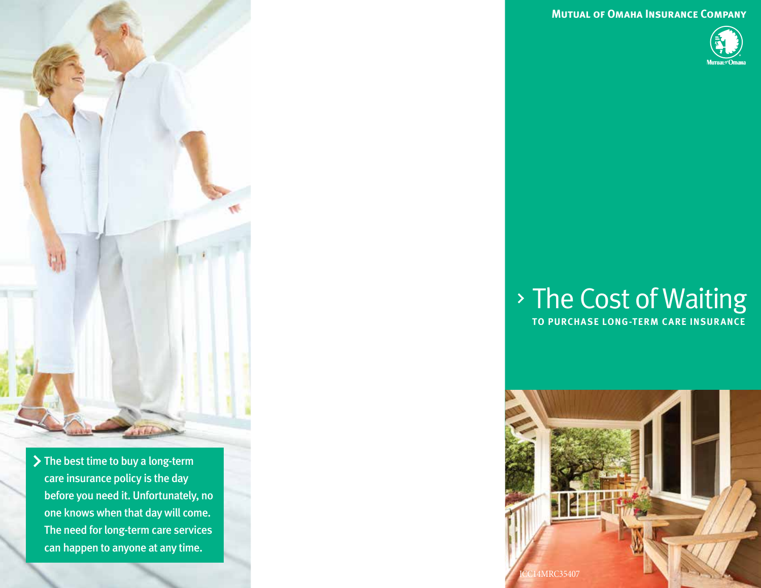**Mutual of Omaha Insurance Company**

# › The Cost of Waiting

## TO PURCHASE LONG-TERM CARE INSURANCE

› The best time to buy a long-term care insurance policy is the day before you need it. Unfortunately, no one knows when that day will come. The need for long-term care services can happen to anyone at any time.

ICC14MRC35407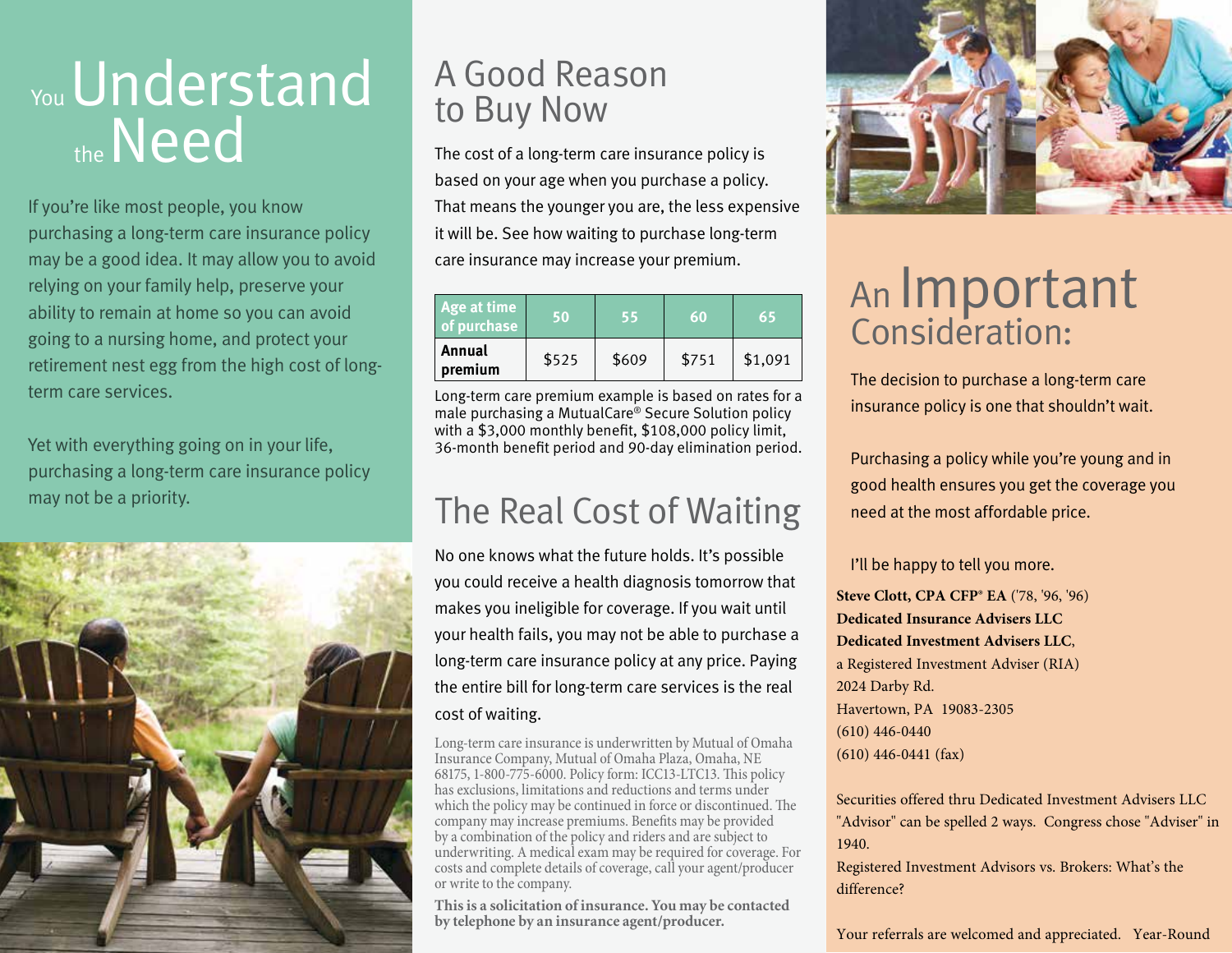# You Understand the Need

If you're like most people, you know purchasing a long-term care insurance policy may be a good idea. It may allow you to avoid relying on your family help, preserve your ability to remain at home so you can avoid going to a nursing home, and protect your retirement nest egg from the high cost of long-term care services.

Yet with everything going on in your life, purchasing a long-term care insurance policy may not be a priority.

## A Good Reason to Buy Now

The cost of a long-term care insurance policy is based on your age when you purchase a policy. That means the younger you are, the less expensive it will be. See how waiting to purchase long-term care insurance may increase your premium.

| Age at time of purchase | 50 | 55 | 60 | 65 |
|---|---|---|---|---|
| **Annual premium** | $525 | $609 | $751 | $1,091 |

Long-term care premium example is based on rates for a male purchasing a MutualCare® Secure Solution policy with a $3,000 monthly benefit, $108,000 policy limit, 36-month benefit period and 90-day elimination period.

## The Real Cost of Waiting

No one knows what the future holds. It's possible you could receive a health diagnosis tomorrow that makes you ineligible for coverage. If you wait until your health fails, you may not be able to purchase a long-term care insurance policy at any price. Paying the entire bill for long-term care services is the real cost of waiting.

Long-term care insurance is underwritten by Mutual of Omaha Insurance Company, Mutual of Omaha Plaza, Omaha, NE 68175, 1-800-775-6000. Policy form: ICC13-LTC13. This policy has exclusions, limitations and reductions and terms under which the policy may be continued in force or discontinued. The company may increase premiums. Benefits may be provided by a combination of the policy and riders and are subject to underwriting. A medical exam may be required for coverage. For costs and complete details of coverage, call your agent/producer or write to the company.

**This is a solicitation of insurance. You may be contacted by telephone by an insurance agent/producer.**

## An Important Consideration:

The decision to purchase a long-term care insurance policy is one that shouldn't wait.

Purchasing a policy while you're young and in good health ensures you get the coverage you need at the most affordable price.

I'll be happy to tell you more.

**Steve Clott, CPA CFP® EA** ('78, '96, '96)
**Dedicated Insurance Advisers LLC**
**Dedicated Investment Advisers LLC**,
a Registered Investment Adviser (RIA)
2024 Darby Rd.
Havertown, PA 19083-2305
(610) 446-0440
(610) 446-0441 (fax)

Securities offered thru Dedicated Investment Advisers LLC
"Advisor" can be spelled 2 ways. Congress chose "Adviser" in 1940.
Registered Investment Advisors vs. Brokers: What's the difference?

Your referrals are welcomed and appreciated. Year-Round